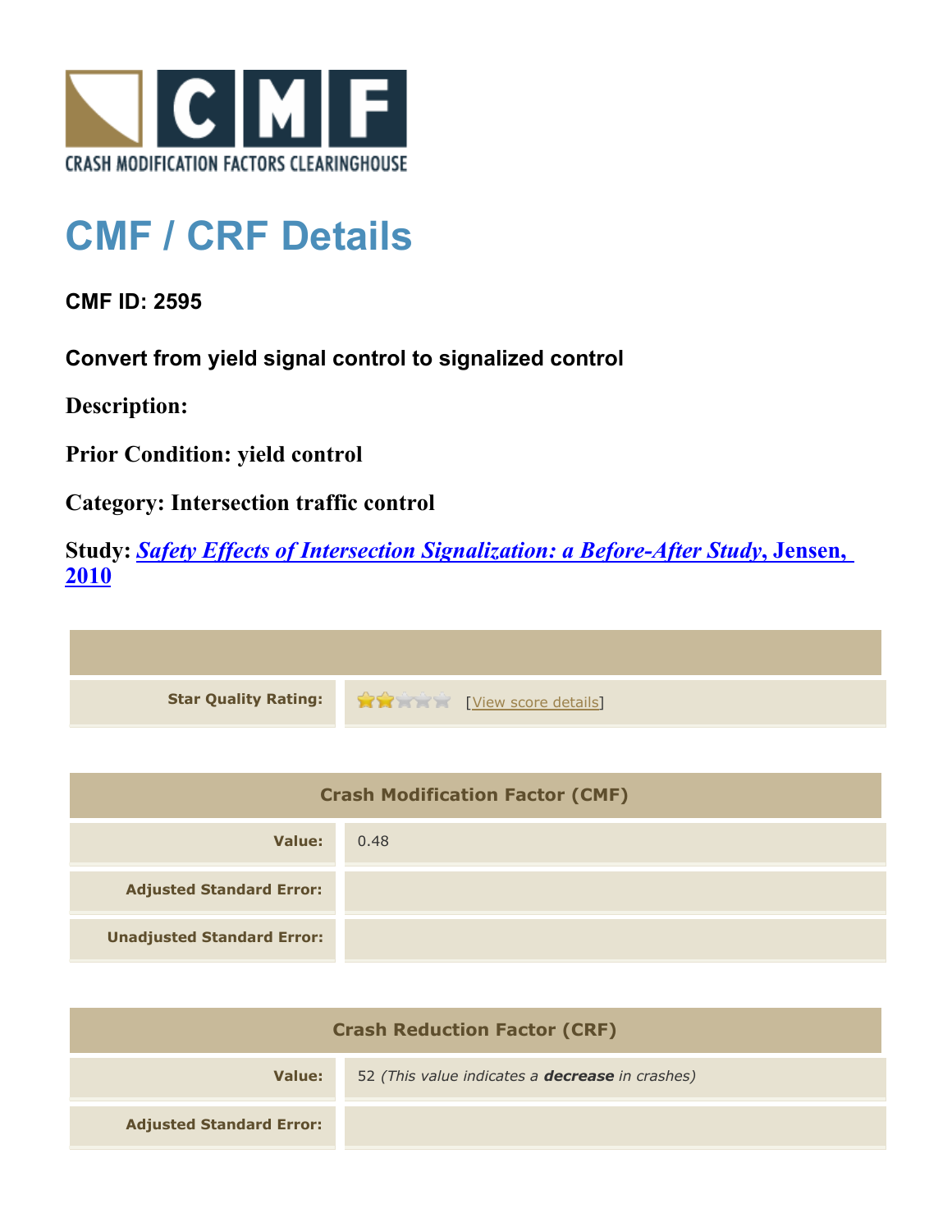CRASH MODIFICATION FACTORS CLEARINGHOUSE

# CMF / CRF Details

### CMF ID: 2595

### Convert from yield signal control to signalized control

**Description:**

**Prior Condition: yield control**

**Category: Intersection traffic control**

**Study:** ***Safety Effects of Intersection Signalization: a Before-After Study*, Jensen, 2010**

| | |
|---|---|
| **Star Quality Rating:** | [View score details] |

| Crash Modification Factor (CMF) | |
|---|---|
| **Value:** | 0.48 |
| **Adjusted Standard Error:** | |
| **Unadjusted Standard Error:** | |

| Crash Reduction Factor (CRF) | |
|---|---|
| **Value:** | 52 *(This value indicates a **decrease** in crashes)* |
| **Adjusted Standard Error:** | |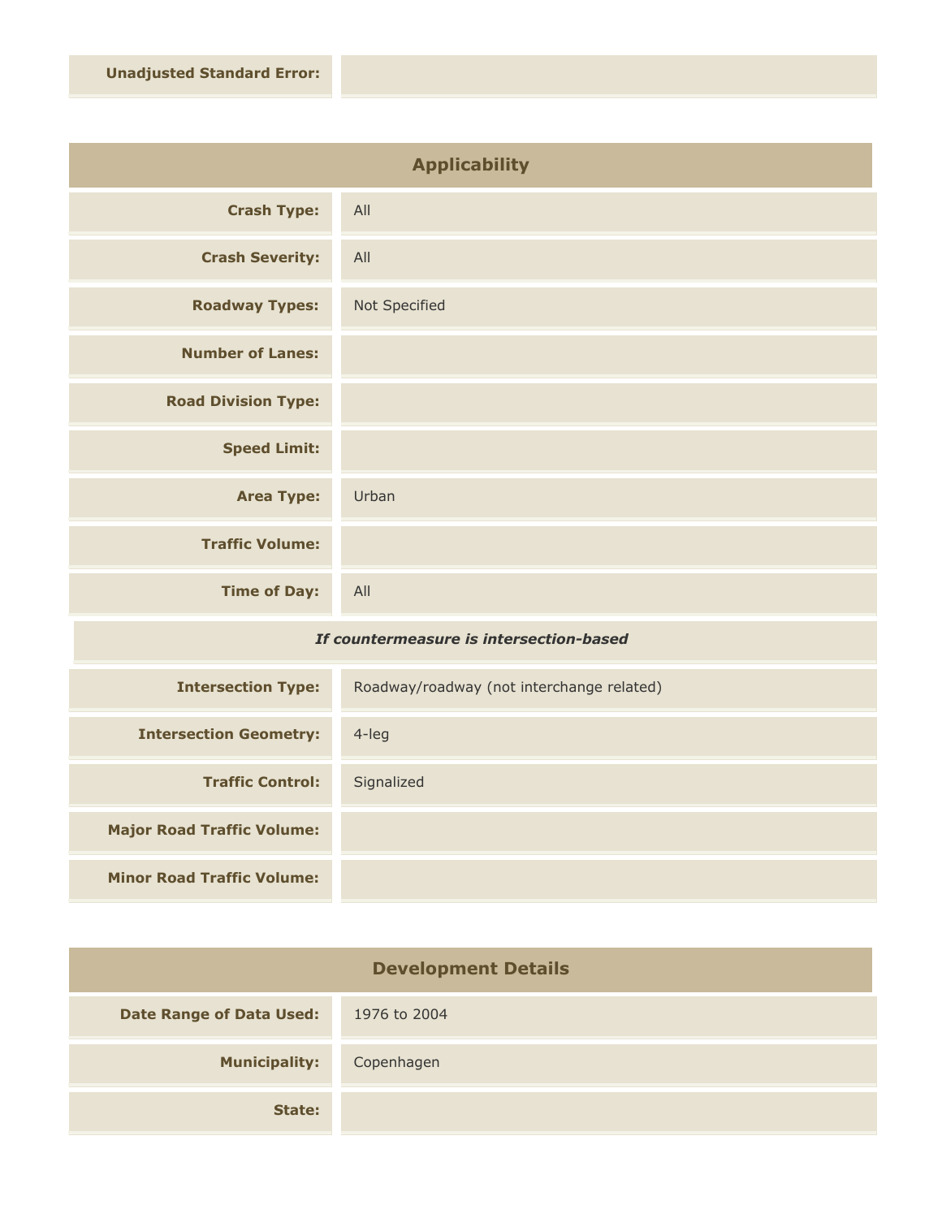| | |
|---|---|
| **Unadjusted Standard Error:** | |

## Applicability

| | |
|---|---|
| **Crash Type:** | All |
| **Crash Severity:** | All |
| **Roadway Types:** | Not Specified |
| **Number of Lanes:** | |
| **Road Division Type:** | |
| **Speed Limit:** | |
| **Area Type:** | Urban |
| **Traffic Volume:** | |
| **Time of Day:** | All |
| ***If countermeasure is intersection-based*** | |
| **Intersection Type:** | Roadway/roadway (not interchange related) |
| **Intersection Geometry:** | 4-leg |
| **Traffic Control:** | Signalized |
| **Major Road Traffic Volume:** | |
| **Minor Road Traffic Volume:** | |

## Development Details

| | |
|---|---|
| **Date Range of Data Used:** | 1976 to 2004 |
| **Municipality:** | Copenhagen |
| **State:** | |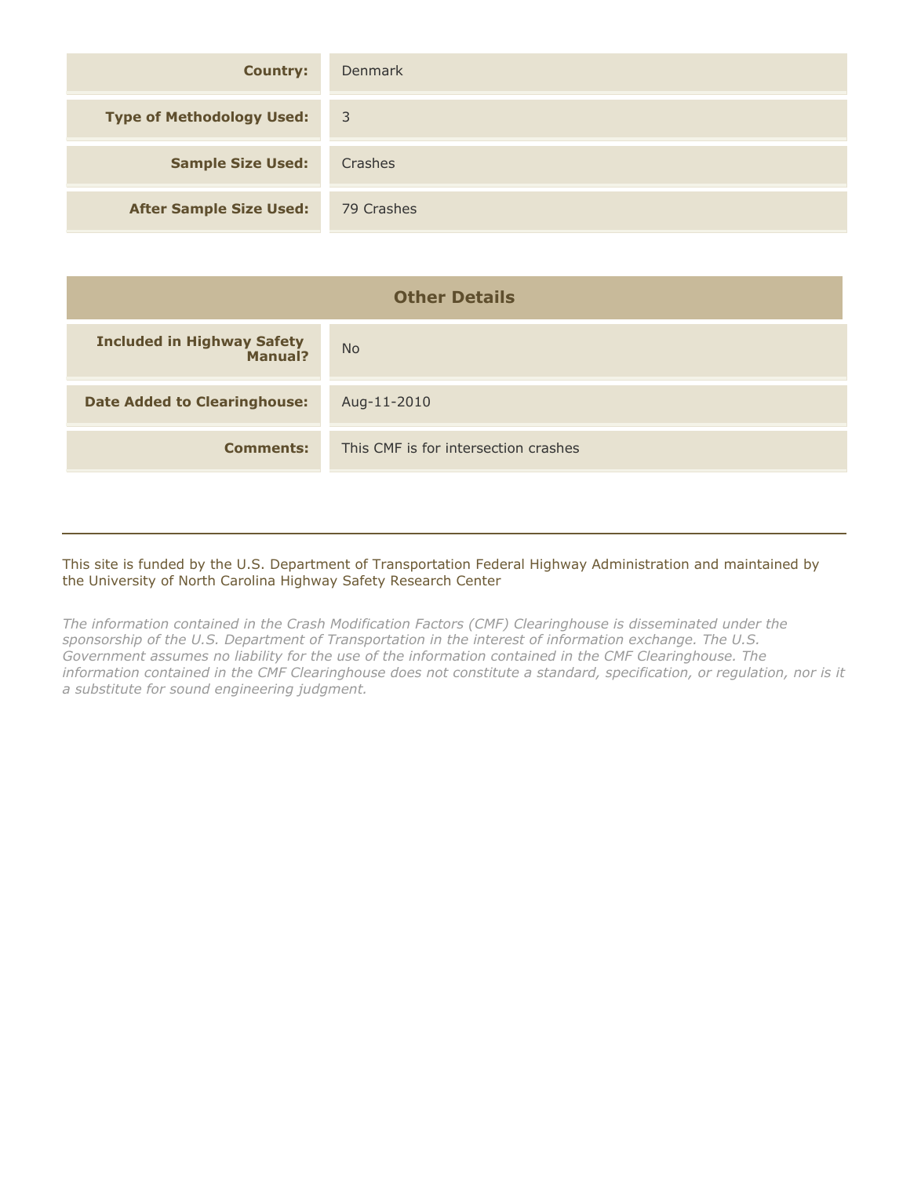| | |
|---|---|
| **Country:** | Denmark |
| **Type of Methodology Used:** | 3 |
| **Sample Size Used:** | Crashes |
| **After Sample Size Used:** | 79 Crashes |

## Other Details

| | |
|---|---|
| **Included in Highway Safety Manual?** | No |
| **Date Added to Clearinghouse:** | Aug-11-2010 |
| **Comments:** | This CMF is for intersection crashes |

---

This site is funded by the U.S. Department of Transportation Federal Highway Administration and maintained by the University of North Carolina Highway Safety Research Center

*The information contained in the Crash Modification Factors (CMF) Clearinghouse is disseminated under the sponsorship of the U.S. Department of Transportation in the interest of information exchange. The U.S. Government assumes no liability for the use of the information contained in the CMF Clearinghouse. The information contained in the CMF Clearinghouse does not constitute a standard, specification, or regulation, nor is it a substitute for sound engineering judgment.*